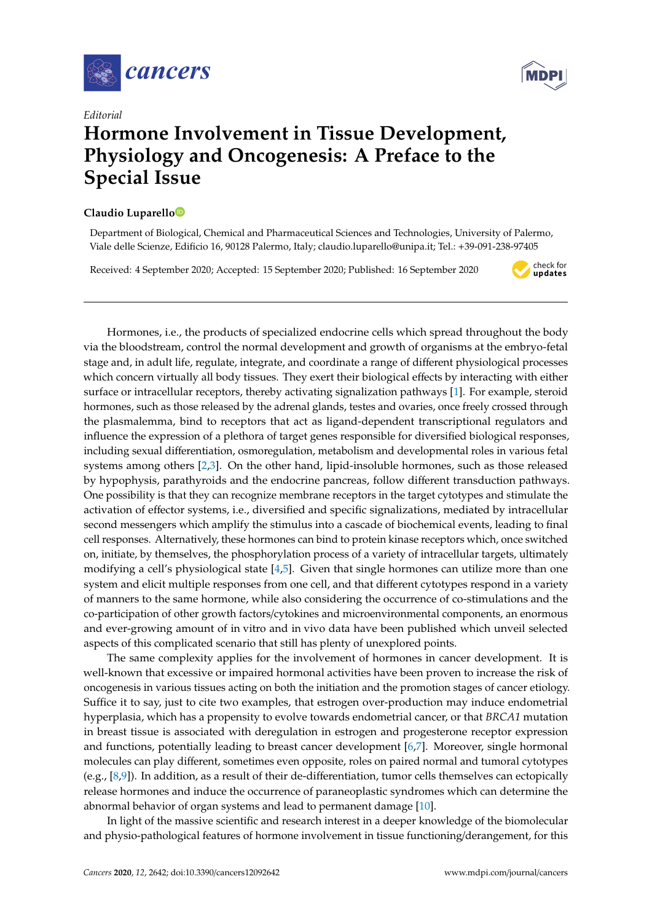*Editorial*

# Hormone Involvement in Tissue Development, Physiology and Oncogenesis: A Preface to the Special Issue

**Claudio Luparello**

Department of Biological, Chemical and Pharmaceutical Sciences and Technologies, University of Palermo, Viale delle Scienze, Edificio 16, 90128 Palermo, Italy; claudio.luparello@unipa.it; Tel.: +39-091-238-97405

Received: 4 September 2020; Accepted: 15 September 2020; Published: 16 September 2020

---

Hormones, i.e., the products of specialized endocrine cells which spread throughout the body via the bloodstream, control the normal development and growth of organisms at the embryo-fetal stage and, in adult life, regulate, integrate, and coordinate a range of different physiological processes which concern virtually all body tissues. They exert their biological effects by interacting with either surface or intracellular receptors, thereby activating signalization pathways [1]. For example, steroid hormones, such as those released by the adrenal glands, testes and ovaries, once freely crossed through the plasmalemma, bind to receptors that act as ligand-dependent transcriptional regulators and influence the expression of a plethora of target genes responsible for diversified biological responses, including sexual differentiation, osmoregulation, metabolism and developmental roles in various fetal systems among others [2,3]. On the other hand, lipid-insoluble hormones, such as those released by hypophysis, parathyroids and the endocrine pancreas, follow different transduction pathways. One possibility is that they can recognize membrane receptors in the target cytotypes and stimulate the activation of effector systems, i.e., diversified and specific signalizations, mediated by intracellular second messengers which amplify the stimulus into a cascade of biochemical events, leading to final cell responses. Alternatively, these hormones can bind to protein kinase receptors which, once switched on, initiate, by themselves, the phosphorylation process of a variety of intracellular targets, ultimately modifying a cell's physiological state [4,5]. Given that single hormones can utilize more than one system and elicit multiple responses from one cell, and that different cytotypes respond in a variety of manners to the same hormone, while also considering the occurrence of co-stimulations and the co-participation of other growth factors/cytokines and microenvironmental components, an enormous and ever-growing amount of in vitro and in vivo data have been published which unveil selected aspects of this complicated scenario that still has plenty of unexplored points.

The same complexity applies for the involvement of hormones in cancer development. It is well-known that excessive or impaired hormonal activities have been proven to increase the risk of oncogenesis in various tissues acting on both the initiation and the promotion stages of cancer etiology. Suffice it to say, just to cite two examples, that estrogen over-production may induce endometrial hyperplasia, which has a propensity to evolve towards endometrial cancer, or that *BRCA1* mutation in breast tissue is associated with deregulation in estrogen and progesterone receptor expression and functions, potentially leading to breast cancer development [6,7]. Moreover, single hormonal molecules can play different, sometimes even opposite, roles on paired normal and tumoral cytotypes (e.g., [8,9]). In addition, as a result of their de-differentiation, tumor cells themselves can ectopically release hormones and induce the occurrence of paraneoplastic syndromes which can determine the abnormal behavior of organ systems and lead to permanent damage [10].

In light of the massive scientific and research interest in a deeper knowledge of the biomolecular and physio-pathological features of hormone involvement in tissue functioning/derangement, for this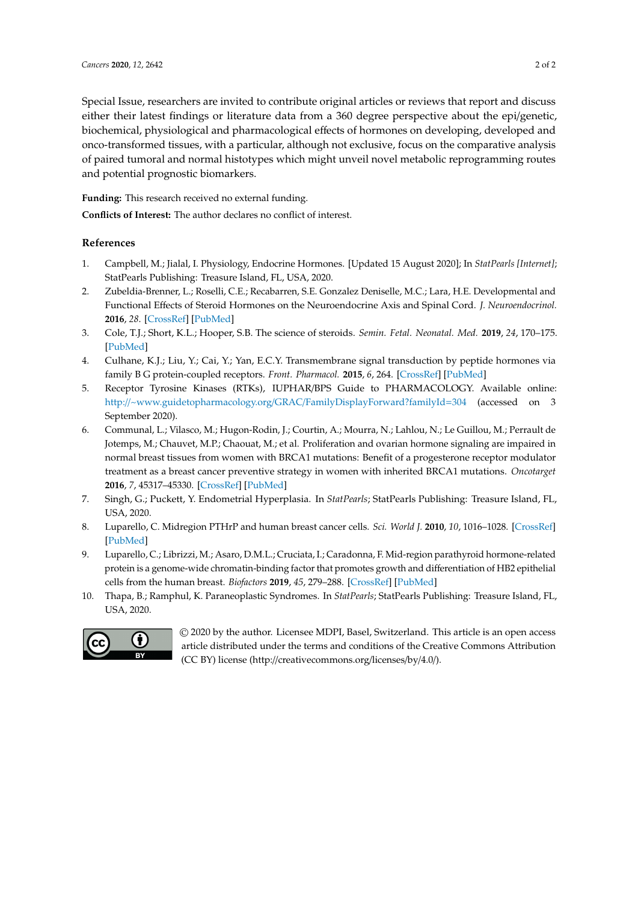Special Issue, researchers are invited to contribute original articles or reviews that report and discuss either their latest findings or literature data from a 360 degree perspective about the epi/genetic, biochemical, physiological and pharmacological effects of hormones on developing, developed and onco-transformed tissues, with a particular, although not exclusive, focus on the comparative analysis of paired tumoral and normal histotypes which might unveil novel metabolic reprogramming routes and potential prognostic biomarkers.

**Funding:** This research received no external funding.

**Conflicts of Interest:** The author declares no conflict of interest.

## References

1. Campbell, M.; Jialal, I. Physiology, Endocrine Hormones. [Updated 15 August 2020]; In *StatPearls [Internet]*; StatPearls Publishing: Treasure Island, FL, USA, 2020.
2. Zubeldia-Brenner, L.; Roselli, C.E.; Recabarren, S.E. Gonzalez Deniselle, M.C.; Lara, H.E. Developmental and Functional Effects of Steroid Hormones on the Neuroendocrine Axis and Spinal Cord. *J. Neuroendocrinol.* **2016**, *28*. [CrossRef] [PubMed]
3. Cole, T.J.; Short, K.L.; Hooper, S.B. The science of steroids. *Semin. Fetal. Neonatal. Med.* **2019**, *24*, 170–175. [PubMed]
4. Culhane, K.J.; Liu, Y.; Cai, Y.; Yan, E.C.Y. Transmembrane signal transduction by peptide hormones via family B G protein-coupled receptors. *Front. Pharmacol.* **2015**, *6*, 264. [CrossRef] [PubMed]
5. Receptor Tyrosine Kinases (RTKs), IUPHAR/BPS Guide to PHARMACOLOGY. Available online: http://~www.guidetopharmacology.org/GRAC/FamilyDisplayForward?familyId=304 (accessed on 3 September 2020).
6. Communal, L.; Vilasco, M.; Hugon-Rodin, J.; Courtin, A.; Mourra, N.; Lahlou, N.; Le Guillou, M.; Perrault de Jotemps, M.; Chauvet, M.P.; Chaouat, M.; et al. Proliferation and ovarian hormone signaling are impaired in normal breast tissues from women with BRCA1 mutations: Benefit of a progesterone receptor modulator treatment as a breast cancer preventive strategy in women with inherited BRCA1 mutations. *Oncotarget* **2016**, *7*, 45317–45330. [CrossRef] [PubMed]
7. Singh, G.; Puckett, Y. Endometrial Hyperplasia. In *StatPearls*; StatPearls Publishing: Treasure Island, FL, USA, 2020.
8. Luparello, C. Midregion PTHrP and human breast cancer cells. *Sci. World J.* **2010**, *10*, 1016–1028. [CrossRef] [PubMed]
9. Luparello, C.; Librizzi, M.; Asaro, D.M.L.; Cruciata, I.; Caradonna, F. Mid-region parathyroid hormone-related protein is a genome-wide chromatin-binding factor that promotes growth and differentiation of HB2 epithelial cells from the human breast. *Biofactors* **2019**, *45*, 279–288. [CrossRef] [PubMed]
10. Thapa, B.; Ramphul, K. Paraneoplastic Syndromes. In *StatPearls*; StatPearls Publishing: Treasure Island, FL, USA, 2020.

© 2020 by the author. Licensee MDPI, Basel, Switzerland. This article is an open access article distributed under the terms and conditions of the Creative Commons Attribution (CC BY) license (http://creativecommons.org/licenses/by/4.0/).